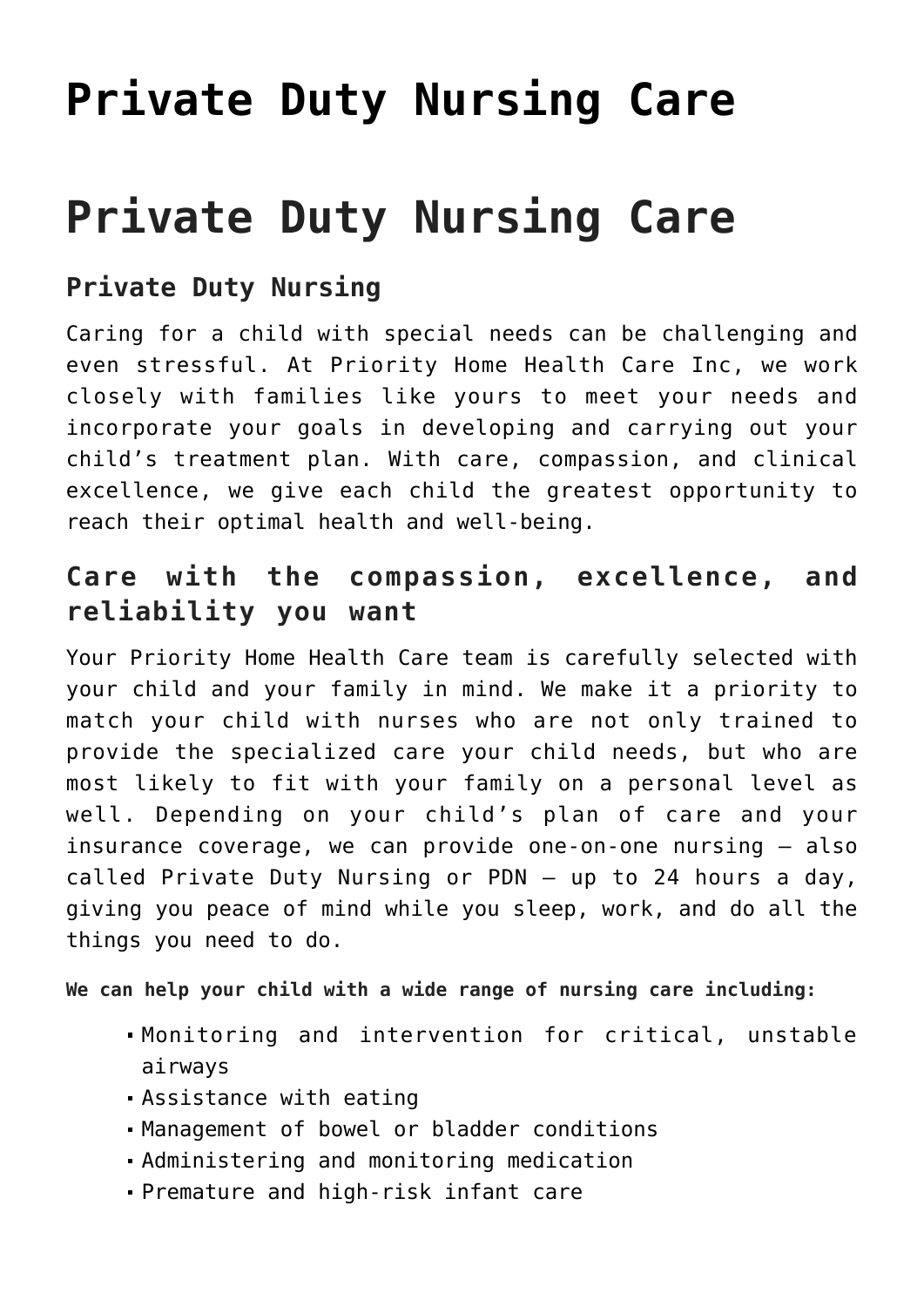# Private Duty Nursing Care

# Private Duty Nursing Care

### Private Duty Nursing

Caring for a child with special needs can be challenging and even stressful. At Priority Home Health Care Inc, we work closely with families like yours to meet your needs and incorporate your goals in developing and carrying out your child's treatment plan. With care, compassion, and clinical excellence, we give each child the greatest opportunity to reach their optimal health and well-being.

## Care with the compassion, excellence, and reliability you want

Your Priority Home Health Care team is carefully selected with your child and your family in mind. We make it a priority to match your child with nurses who are not only trained to provide the specialized care your child needs, but who are most likely to fit with your family on a personal level as well. Depending on your child's plan of care and your insurance coverage, we can provide one-on-one nursing – also called Private Duty Nursing or PDN – up to 24 hours a day, giving you peace of mind while you sleep, work, and do all the things you need to do.

**We can help your child with a wide range of nursing care including:**

- Monitoring and intervention for critical, unstable airways
- Assistance with eating
- Management of bowel or bladder conditions
- Administering and monitoring medication
- Premature and high-risk infant care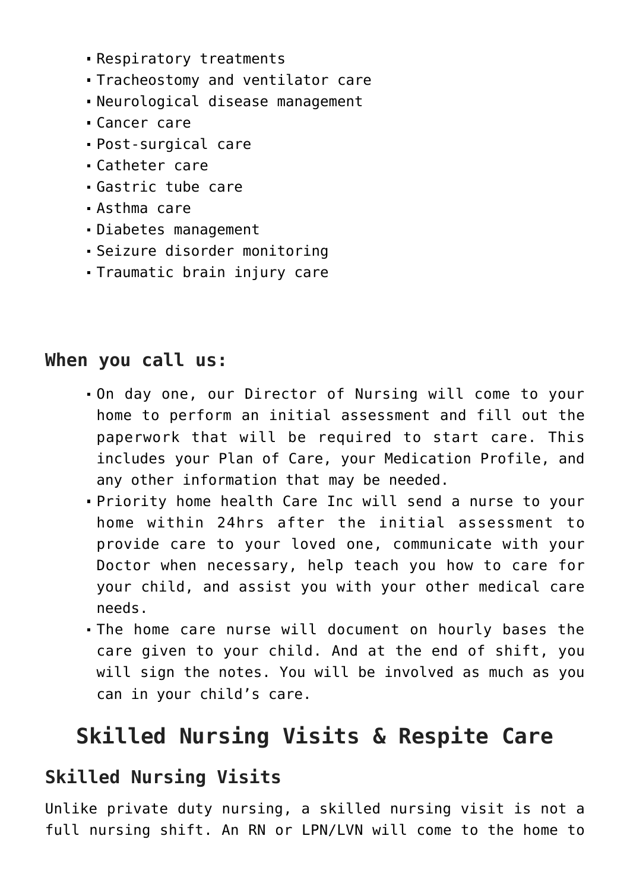- Respiratory treatments
- Tracheostomy and ventilator care
- Neurological disease management
- Cancer care
- Post-surgical care
- Catheter care
- Gastric tube care
- Asthma care
- Diabetes management
- Seizure disorder monitoring
- Traumatic brain injury care

### When you call us:

- On day one, our Director of Nursing will come to your home to perform an initial assessment and fill out the paperwork that will be required to start care. This includes your Plan of Care, your Medication Profile, and any other information that may be needed.
- Priority home health Care Inc will send a nurse to your home within 24hrs after the initial assessment to provide care to your loved one, communicate with your Doctor when necessary, help teach you how to care for your child, and assist you with your other medical care needs.
- The home care nurse will document on hourly bases the care given to your child. And at the end of shift, you will sign the notes. You will be involved as much as you can in your child's care.

## Skilled Nursing Visits & Respite Care

### Skilled Nursing Visits

Unlike private duty nursing, a skilled nursing visit is not a full nursing shift. An RN or LPN/LVN will come to the home to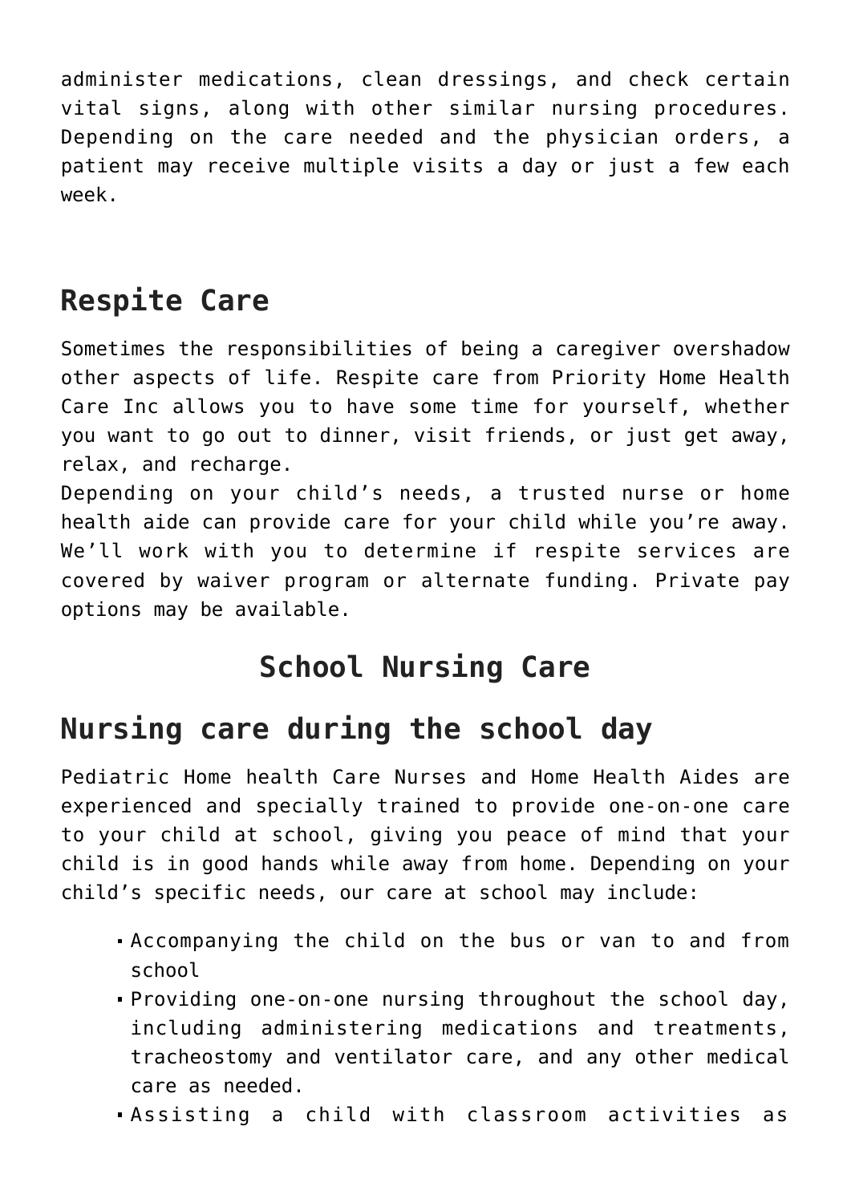administer medications, clean dressings, and check certain vital signs, along with other similar nursing procedures. Depending on the care needed and the physician orders, a patient may receive multiple visits a day or just a few each week.

## Respite Care

Sometimes the responsibilities of being a caregiver overshadow other aspects of life. Respite care from Priority Home Health Care Inc allows you to have some time for yourself, whether you want to go out to dinner, visit friends, or just get away, relax, and recharge.
Depending on your child's needs, a trusted nurse or home health aide can provide care for your child while you're away. We'll work with you to determine if respite services are covered by waiver program or alternate funding. Private pay options may be available.

## School Nursing Care

## Nursing care during the school day

Pediatric Home health Care Nurses and Home Health Aides are experienced and specially trained to provide one-on-one care to your child at school, giving you peace of mind that your child is in good hands while away from home. Depending on your child's specific needs, our care at school may include:

- Accompanying the child on the bus or van to and from school
- Providing one-on-one nursing throughout the school day, including administering medications and treatments, tracheostomy and ventilator care, and any other medical care as needed.
- Assisting a child with classroom activities as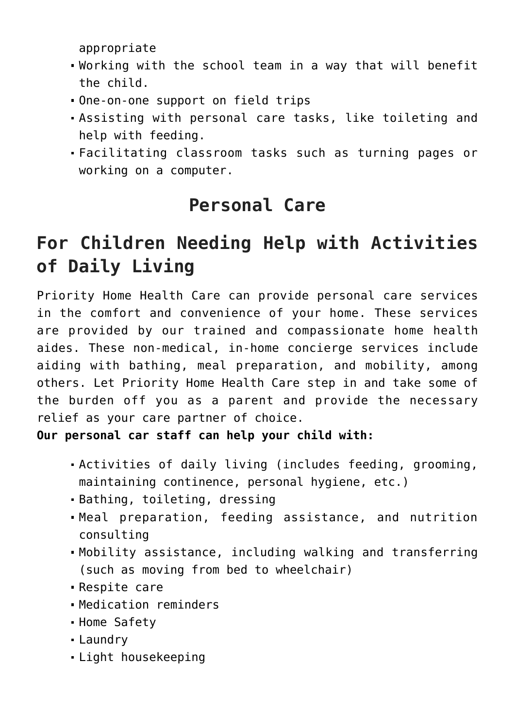appropriate

- Working with the school team in a way that will benefit the child.
- One-on-one support on field trips
- Assisting with personal care tasks, like toileting and help with feeding.
- Facilitating classroom tasks such as turning pages or working on a computer.

### Personal Care

## For Children Needing Help with Activities of Daily Living

Priority Home Health Care can provide personal care services in the comfort and convenience of your home. These services are provided by our trained and compassionate home health aides. These non-medical, in-home concierge services include aiding with bathing, meal preparation, and mobility, among others. Let Priority Home Health Care step in and take some of the burden off you as a parent and provide the necessary relief as your care partner of choice.

**Our personal car staff can help your child with:**

- Activities of daily living (includes feeding, grooming, maintaining continence, personal hygiene, etc.)
- Bathing, toileting, dressing
- Meal preparation, feeding assistance, and nutrition consulting
- Mobility assistance, including walking and transferring (such as moving from bed to wheelchair)
- Respite care
- Medication reminders
- Home Safety
- Laundry
- Light housekeeping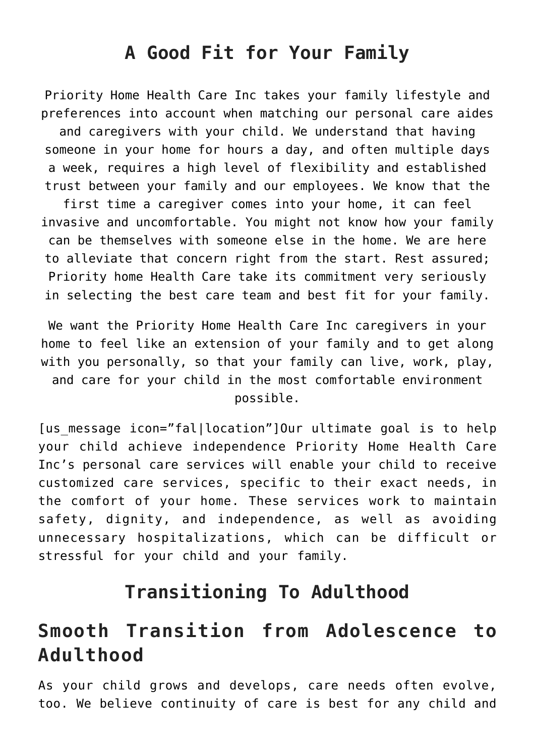## A Good Fit for Your Family

Priority Home Health Care Inc takes your family lifestyle and preferences into account when matching our personal care aides and caregivers with your child. We understand that having someone in your home for hours a day, and often multiple days a week, requires a high level of flexibility and established trust between your family and our employees. We know that the first time a caregiver comes into your home, it can feel invasive and uncomfortable. You might not know how your family can be themselves with someone else in the home. We are here to alleviate that concern right from the start. Rest assured; Priority home Health Care take its commitment very seriously in selecting the best care team and best fit for your family.

We want the Priority Home Health Care Inc caregivers in your home to feel like an extension of your family and to get along with you personally, so that your family can live, work, play, and care for your child in the most comfortable environment possible.

[us_message icon="fal|location"]Our ultimate goal is to help your child achieve independence Priority Home Health Care Inc's personal care services will enable your child to receive customized care services, specific to their exact needs, in the comfort of your home. These services work to maintain safety, dignity, and independence, as well as avoiding unnecessary hospitalizations, which can be difficult or stressful for your child and your family.

## Transitioning To Adulthood

## Smooth Transition from Adolescence to Adulthood

As your child grows and develops, care needs often evolve, too. We believe continuity of care is best for any child and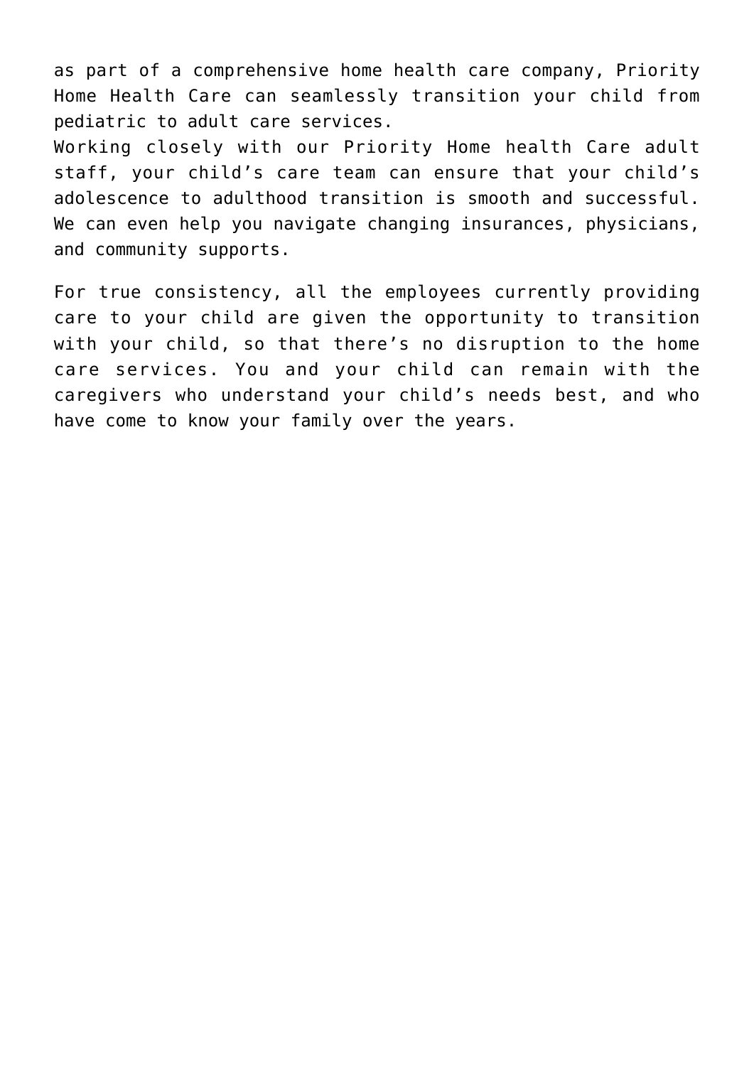as part of a comprehensive home health care company, Priority Home Health Care can seamlessly transition your child from pediatric to adult care services.
Working closely with our Priority Home health Care adult staff, your child's care team can ensure that your child's adolescence to adulthood transition is smooth and successful. We can even help you navigate changing insurances, physicians, and community supports.

For true consistency, all the employees currently providing care to your child are given the opportunity to transition with your child, so that there's no disruption to the home care services. You and your child can remain with the caregivers who understand your child's needs best, and who have come to know your family over the years.